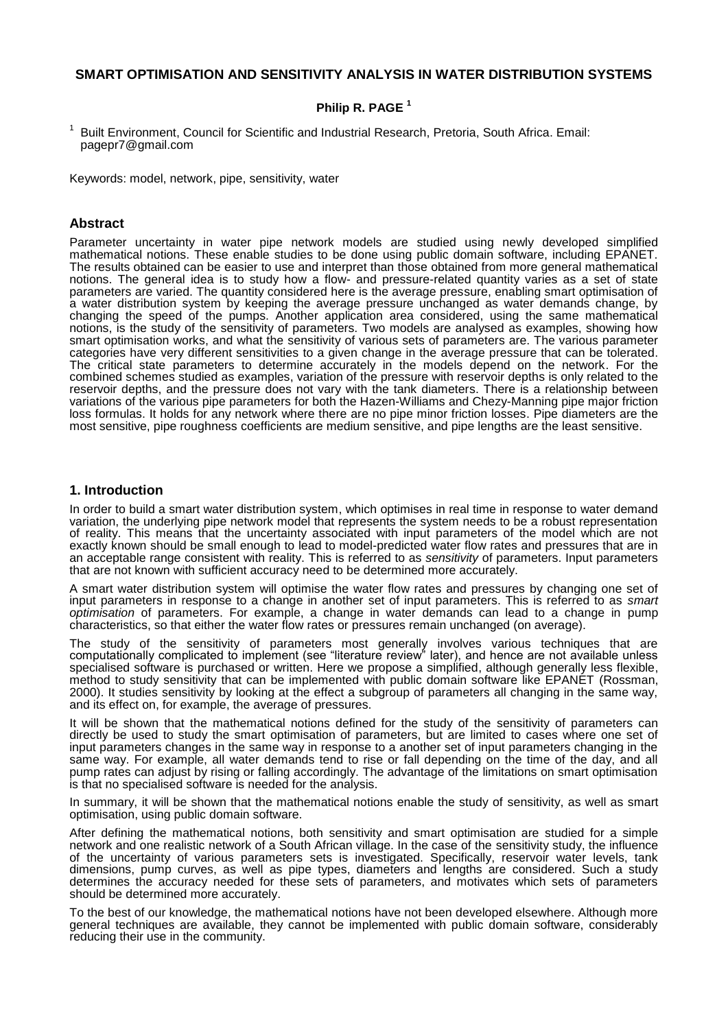# SMART OPTIMISATION AND SENSITIVITY ANALYSIS IN WATER DISTRIBUTION SYSTEMS

**Philip R. PAGE [1]**

[1] Built Environment, Council for Scientific and Industrial Research, Pretoria, South Africa. Email: pagepr7@gmail.com

Keywords: model, network, pipe, sensitivity, water

## Abstract

Parameter uncertainty in water pipe network models are studied using newly developed simplified mathematical notions. These enable studies to be done using public domain software, including EPANET. The results obtained can be easier to use and interpret than those obtained from more general mathematical notions. The general idea is to study how a flow- and pressure-related quantity varies as a set of state parameters are varied. The quantity considered here is the average pressure, enabling smart optimisation of a water distribution system by keeping the average pressure unchanged as water demands change, by changing the speed of the pumps. Another application area considered, using the same mathematical notions, is the study of the sensitivity of parameters. Two models are analysed as examples, showing how smart optimisation works, and what the sensitivity of various sets of parameters are. The various parameter categories have very different sensitivities to a given change in the average pressure that can be tolerated. The critical state parameters to determine accurately in the models depend on the network. For the combined schemes studied as examples, variation of the pressure with reservoir depths is only related to the reservoir depths, and the pressure does not vary with the tank diameters. There is a relationship between variations of the various pipe parameters for both the Hazen-Williams and Chezy-Manning pipe major friction loss formulas. It holds for any network where there are no pipe minor friction losses. Pipe diameters are the most sensitive, pipe roughness coefficients are medium sensitive, and pipe lengths are the least sensitive.

## 1. Introduction

In order to build a smart water distribution system, which optimises in real time in response to water demand variation, the underlying pipe network model that represents the system needs to be a robust representation of reality. This means that the uncertainty associated with input parameters of the model which are not exactly known should be small enough to lead to model-predicted water flow rates and pressures that are in an acceptable range consistent with reality. This is referred to as *sensitivity* of parameters. Input parameters that are not known with sufficient accuracy need to be determined more accurately.

A smart water distribution system will optimise the water flow rates and pressures by changing one set of input parameters in response to a change in another set of input parameters. This is referred to as *smart optimisation* of parameters. For example, a change in water demands can lead to a change in pump characteristics, so that either the water flow rates or pressures remain unchanged (on average).

The study of the sensitivity of parameters most generally involves various techniques that are computationally complicated to implement (see "literature review" later), and hence are not available unless specialised software is purchased or written. Here we propose a simplified, although generally less flexible, method to study sensitivity that can be implemented with public domain software like EPANET (Rossman, 2000). It studies sensitivity by looking at the effect a subgroup of parameters all changing in the same way, and its effect on, for example, the average of pressures.

It will be shown that the mathematical notions defined for the study of the sensitivity of parameters can directly be used to study the smart optimisation of parameters, but are limited to cases where one set of input parameters changes in the same way in response to a another set of input parameters changing in the same way. For example, all water demands tend to rise or fall depending on the time of the day, and all pump rates can adjust by rising or falling accordingly. The advantage of the limitations on smart optimisation is that no specialised software is needed for the analysis.

In summary, it will be shown that the mathematical notions enable the study of sensitivity, as well as smart optimisation, using public domain software.

After defining the mathematical notions, both sensitivity and smart optimisation are studied for a simple network and one realistic network of a South African village. In the case of the sensitivity study, the influence of the uncertainty of various parameters sets is investigated. Specifically, reservoir water levels, tank dimensions, pump curves, as well as pipe types, diameters and lengths are considered. Such a study determines the accuracy needed for these sets of parameters, and motivates which sets of parameters should be determined more accurately.

To the best of our knowledge, the mathematical notions have not been developed elsewhere. Although more general techniques are available, they cannot be implemented with public domain software, considerably reducing their use in the community.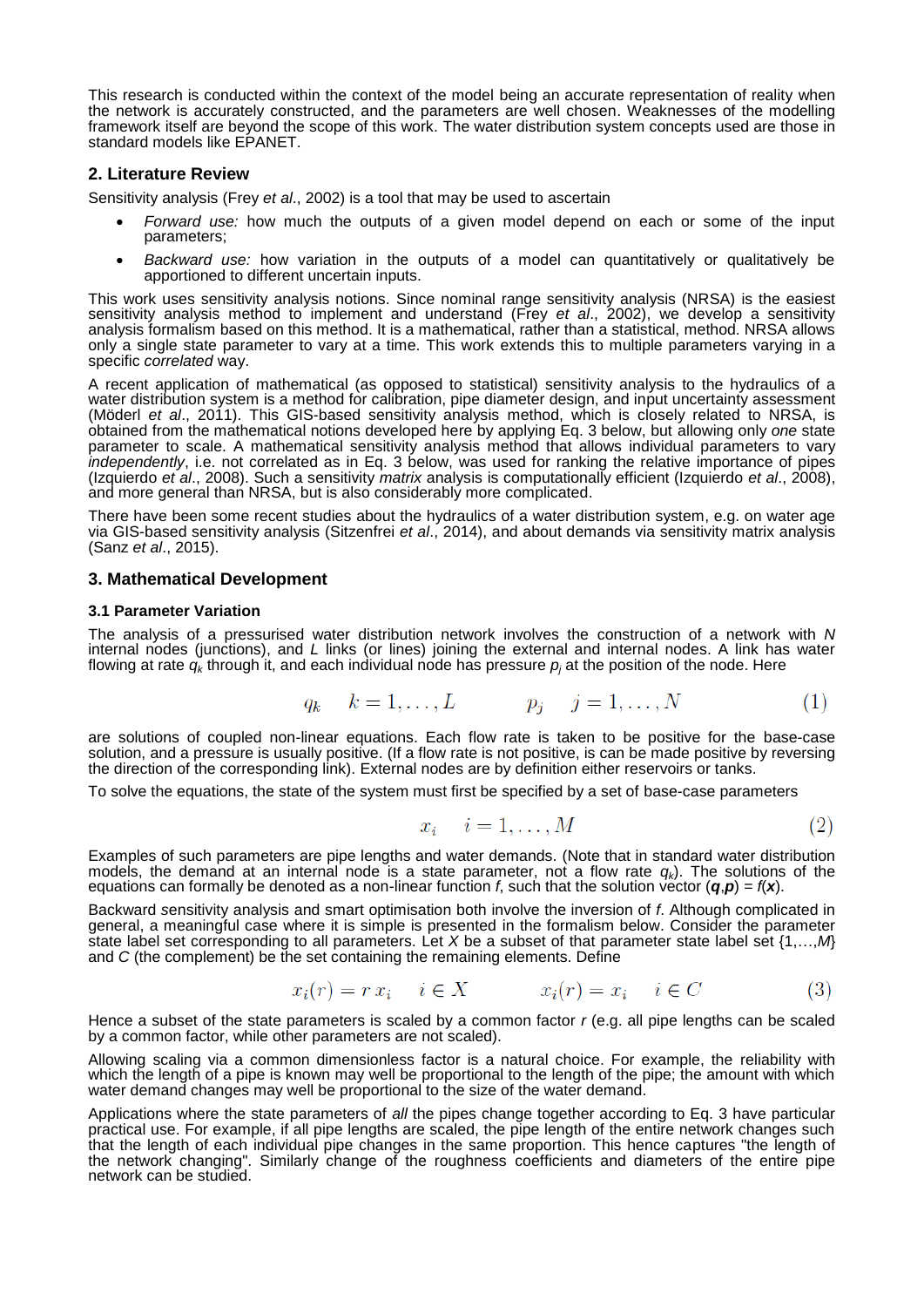This research is conducted within the context of the model being an accurate representation of reality when the network is accurately constructed, and the parameters are well chosen. Weaknesses of the modelling framework itself are beyond the scope of this work. The water distribution system concepts used are those in standard models like EPANET.

## 2. Literature Review

Sensitivity analysis (Frey *et al*., 2002) is a tool that may be used to ascertain

- *Forward use:* how much the outputs of a given model depend on each or some of the input parameters;
- *Backward use:* how variation in the outputs of a model can quantitatively or qualitatively be apportioned to different uncertain inputs.

This work uses sensitivity analysis notions. Since nominal range sensitivity analysis (NRSA) is the easiest sensitivity analysis method to implement and understand (Frey *et al*., 2002), we develop a sensitivity analysis formalism based on this method. It is a mathematical, rather than a statistical, method. NRSA allows only a single state parameter to vary at a time. This work extends this to multiple parameters varying in a specific *correlated* way.

A recent application of mathematical (as opposed to statistical) sensitivity analysis to the hydraulics of a water distribution system is a method for calibration, pipe diameter design, and input uncertainty assessment (Möderl *et al*., 2011). This GIS-based sensitivity analysis method, which is closely related to NRSA, is obtained from the mathematical notions developed here by applying Eq. 3 below, but allowing only *one* state parameter to scale. A mathematical sensitivity analysis method that allows individual parameters to vary *independently*, i.e. not correlated as in Eq. 3 below, was used for ranking the relative importance of pipes (Izquierdo *et al*., 2008). Such a sensitivity *matrix* analysis is computationally efficient (Izquierdo *et al*., 2008), and more general than NRSA, but is also considerably more complicated.

There have been some recent studies about the hydraulics of a water distribution system, e.g. on water age via GIS-based sensitivity analysis (Sitzenfrei *et al*., 2014), and about demands via sensitivity matrix analysis (Sanz *et al*., 2015).

## 3. Mathematical Development

### 3.1 Parameter Variation

The analysis of a pressurised water distribution network involves the construction of a network with $N$ internal nodes (junctions), and $L$ links (or lines) joining the external and internal nodes. A link has water flowing at rate $q_k$ through it, and each individual node has pressure $p_j$ at the position of the node. Here

$$q_k \quad k = 1, \ldots, L \qquad\qquad p_j \quad j = 1, \ldots, N \tag{1}$$

are solutions of coupled non-linear equations. Each flow rate is taken to be positive for the base-case solution, and a pressure is usually positive. (If a flow rate is not positive, is can be made positive by reversing the direction of the corresponding link). External nodes are by definition either reservoirs or tanks.

To solve the equations, the state of the system must first be specified by a set of base-case parameters

$$x_i \quad i = 1, \ldots, M \tag{2}$$

Examples of such parameters are pipe lengths and water demands. (Note that in standard water distribution models, the demand at an internal node is a state parameter, not a flow rate $q_k$). The solutions of the equations can formally be denoted as a non-linear function $f$, such that the solution vector $(\boldsymbol{q},\boldsymbol{p}) = f(\boldsymbol{x})$.

Backward sensitivity analysis and smart optimisation both involve the inversion of $f$. Although complicated in general, a meaningful case where it is simple is presented in the formalism below. Consider the parameter state label set corresponding to all parameters. Let $X$ be a subset of that parameter state label set $\{1,\ldots,M\}$ and $C$ (the complement) be the set containing the remaining elements. Define

$$x_i(r) = r\, x_i \quad i \in X \qquad\qquad x_i(r) = x_i \quad i \in C \tag{3}$$

Hence a subset of the state parameters is scaled by a common factor $r$ (e.g. all pipe lengths can be scaled by a common factor, while other parameters are not scaled).

Allowing scaling via a common dimensionless factor is a natural choice. For example, the reliability with which the length of a pipe is known may well be proportional to the length of the pipe; the amount with which water demand changes may well be proportional to the size of the water demand.

Applications where the state parameters of *all* the pipes change together according to Eq. 3 have particular practical use. For example, if all pipe lengths are scaled, the pipe length of the entire network changes such that the length of each individual pipe changes in the same proportion. This hence captures "the length of the network changing". Similarly change of the roughness coefficients and diameters of the entire pipe network can be studied.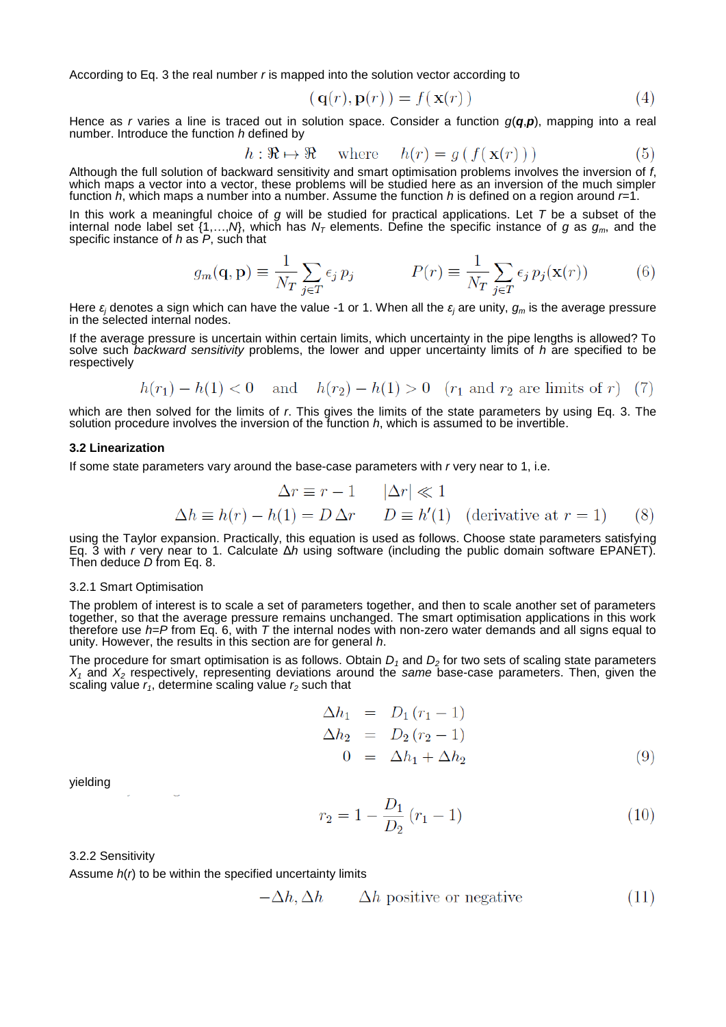According to Eq. 3 the real number $r$ is mapped into the solution vector according to

$$( \mathbf{q}(r), \mathbf{p}(r) ) = f( \mathbf{x}(r) ) \tag{4}$$

Hence as $r$ varies a line is traced out in solution space. Consider a function $g(\boldsymbol{q},\boldsymbol{p})$, mapping into a real number. Introduce the function $h$ defined by

$$h : \Re \mapsto \Re \quad \text{where} \quad h(r) = g( f( \mathbf{x}(r) ) ) \tag{5}$$

Although the full solution of backward sensitivity and smart optimisation problems involves the inversion of $f$, which maps a vector into a vector, these problems will be studied here as an inversion of the much simpler function $h$, which maps a number into a number. Assume the function $h$ is defined on a region around $r$=1.

In this work a meaningful choice of $g$ will be studied for practical applications. Let $T$ be a subset of the internal node label set {1,…,$N$}, which has $N_T$ elements. Define the specific instance of $g$ as $g_m$, and the specific instance of $h$ as $P$, such that

$$g_m(\mathbf{q}, \mathbf{p}) \equiv \frac{1}{N_T} \sum_{j \in T} \epsilon_j \, p_j \qquad P(r) \equiv \frac{1}{N_T} \sum_{j \in T} \epsilon_j \, p_j(\mathbf{x}(r)) \tag{6}$$

Here $\varepsilon_j$ denotes a sign which can have the value -1 or 1. When all the $\varepsilon_j$ are unity, $g_m$ is the average pressure in the selected internal nodes.

If the average pressure is uncertain within certain limits, which uncertainty in the pipe lengths is allowed? To solve such *backward sensitivity* problems, the lower and upper uncertainty limits of $h$ are specified to be respectively

$$h(r_1) - h(1) < 0 \quad \text{and} \quad h(r_2) - h(1) > 0 \quad (r_1 \text{ and } r_2 \text{ are limits of } r) \tag{7}$$

which are then solved for the limits of $r$. This gives the limits of the state parameters by using Eq. 3. The solution procedure involves the inversion of the function $h$, which is assumed to be invertible.

### 3.2 Linearization

If some state parameters vary around the base-case parameters with $r$ very near to 1, i.e.

$$\begin{aligned} \Delta r &\equiv r - 1 \qquad |\Delta r| \ll 1 \\ \Delta h \equiv h(r) - h(1) &= D \, \Delta r \qquad D \equiv h'(1) \quad (\text{derivative at } r = 1) \end{aligned} \tag{8}$$

using the Taylor expansion. Practically, this equation is used as follows. Choose state parameters satisfying Eq. 3 with $r$ very near to 1. Calculate $\Delta h$ using software (including the public domain software EPANET). Then deduce $D$ from Eq. 8.

#### 3.2.1 Smart Optimisation

The problem of interest is to scale a set of parameters together, and then to scale another set of parameters together, so that the average pressure remains unchanged. The smart optimisation applications in this work therefore use $h$=$P$ from Eq. 6, with $T$ the internal nodes with non-zero water demands and all signs equal to unity. However, the results in this section are for general $h$.

The procedure for smart optimisation is as follows. Obtain $D_1$ and $D_2$ for two sets of scaling state parameters $X_1$ and $X_2$ respectively, representing deviations around the *same* base-case parameters. Then, given the scaling value $r_1$, determine scaling value $r_2$ such that

$$\begin{aligned} \Delta h_1 &= D_1 \, (r_1 - 1) \\ \Delta h_2 &= D_2 \, (r_2 - 1) \\ 0 &= \Delta h_1 + \Delta h_2 \end{aligned} \tag{9}$$

yielding

$$r_2 = 1 - \frac{D_1}{D_2} \, (r_1 - 1) \tag{10}$$

#### 3.2.2 Sensitivity

Assume $h(r)$ to be within the specified uncertainty limits

$$-\Delta h, \Delta h \qquad \Delta h \text{ positive or negative} \tag{11}$$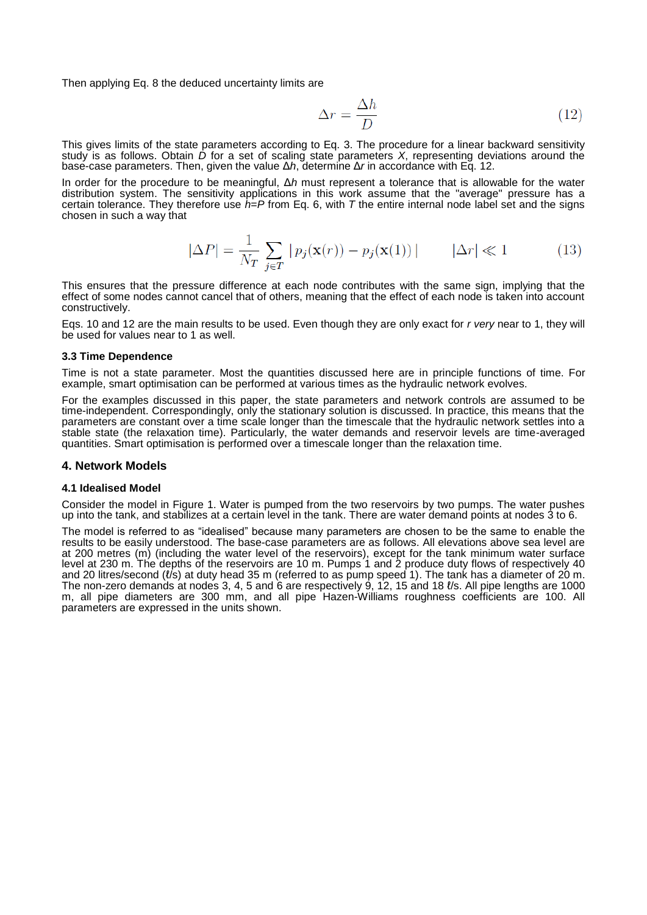Then applying Eq. 8 the deduced uncertainty limits are

$$\Delta r = \frac{\Delta h}{D} \tag{12}$$

This gives limits of the state parameters according to Eq. 3. The procedure for a linear backward sensitivity study is as follows. Obtain $D$ for a set of scaling state parameters $X$, representing deviations around the base-case parameters. Then, given the value $\Delta h$, determine $\Delta r$ in accordance with Eq. 12.

In order for the procedure to be meaningful, $\Delta h$ must represent a tolerance that is allowable for the water distribution system. The sensitivity applications in this work assume that the "average" pressure has a certain tolerance. They therefore use $h$=$P$ from Eq. 6, with $T$ the entire internal node label set and the signs chosen in such a way that

$$|\Delta P| = \frac{1}{N_T} \sum_{j \in T} |\, p_j(\mathbf{x}(r)) - p_j(\mathbf{x}(1))\,| \qquad |\Delta r| \ll 1 \tag{13}$$

This ensures that the pressure difference at each node contributes with the same sign, implying that the effect of some nodes cannot cancel that of others, meaning that the effect of each node is taken into account constructively.

Eqs. 10 and 12 are the main results to be used. Even though they are only exact for $r$ *very* near to 1, they will be used for values near to 1 as well.

### 3.3 Time Dependence

Time is not a state parameter. Most the quantities discussed here are in principle functions of time. For example, smart optimisation can be performed at various times as the hydraulic network evolves.

For the examples discussed in this paper, the state parameters and network controls are assumed to be time-independent. Correspondingly, only the stationary solution is discussed. In practice, this means that the parameters are constant over a time scale longer than the timescale that the hydraulic network settles into a stable state (the relaxation time). Particularly, the water demands and reservoir levels are time-averaged quantities. Smart optimisation is performed over a timescale longer than the relaxation time.

## 4. Network Models

### 4.1 Idealised Model

Consider the model in Figure 1. Water is pumped from the two reservoirs by two pumps. The water pushes up into the tank, and stabilizes at a certain level in the tank. There are water demand points at nodes 3 to 6.

The model is referred to as "idealised" because many parameters are chosen to be the same to enable the results to be easily understood. The base-case parameters are as follows. All elevations above sea level are at 200 metres (m) (including the water level of the reservoirs), except for the tank minimum water surface level at 230 m. The depths of the reservoirs are 10 m. Pumps 1 and 2 produce duty flows of respectively 40 and 20 litres/second (ℓ/s) at duty head 35 m (referred to as pump speed 1). The tank has a diameter of 20 m. The non-zero demands at nodes 3, 4, 5 and 6 are respectively 9, 12, 15 and 18 ℓ/s. All pipe lengths are 1000 m, all pipe diameters are 300 mm, and all pipe Hazen-Williams roughness coefficients are 100. All parameters are expressed in the units shown.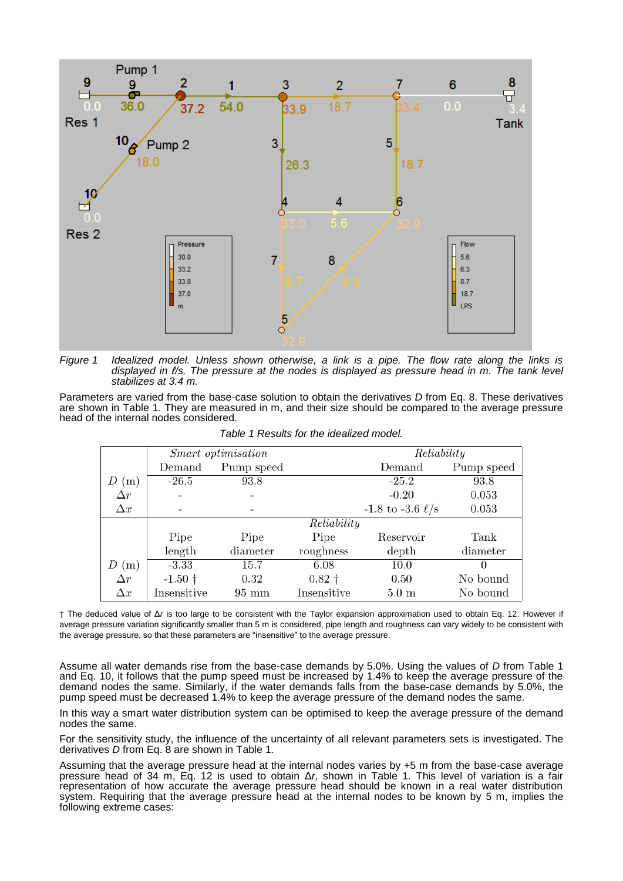Figure 1 Idealized model. Unless shown otherwise, a link is a pipe. The flow rate along the links is displayed in ℓ/s. The pressure at the nodes is displayed as pressure head in m. The tank level stabilizes at 3.4 m.

Parameters are varied from the base-case solution to obtain the derivatives *D* from Eq. 8. These derivatives are shown in Table 1. They are measured in m, and their size should be compared to the average pressure head of the internal nodes considered.

*Table 1 Results for the idealized model.*

| | *Smart optimisation* | | | *Reliability* | |
|---|---|---|---|---|---|
| | Demand | Pump speed | | Demand | Pump speed |
| $D$ (m) | -26.5 | 93.8 | | -25.2 | 93.8 |
| $\Delta r$ | - | - | | -0.20 | 0.053 |
| $\Delta x$ | - | - | | -1.8 to -3.6 ℓ/s | 0.053 |
| | | | *Reliability* | | |
| | Pipe length | Pipe diameter | Pipe roughness | Reservoir depth | Tank diameter |
| $D$ (m) | -3.33 | 15.7 | 6.08 | 10.0 | 0 |
| $\Delta r$ | -1.50 † | 0.32 | 0.82 † | 0.50 | No bound |
| $\Delta x$ | Insensitive | 95 mm | Insensitive | 5.0 m | No bound |

† The deduced value of $\Delta r$ is too large to be consistent with the Taylor expansion approximation used to obtain Eq. 12. However if average pressure variation significantly smaller than 5 m is considered, pipe length and roughness can vary widely to be consistent with the average pressure, so that these parameters are "insensitive" to the average pressure.

Assume all water demands rise from the base-case demands by 5.0%. Using the values of *D* from Table 1 and Eq. 10, it follows that the pump speed must be increased by 1.4% to keep the average pressure of the demand nodes the same. Similarly, if the water demands falls from the base-case demands by 5.0%, the pump speed must be decreased 1.4% to keep the average pressure of the demand nodes the same.

In this way a smart water distribution system can be optimised to keep the average pressure of the demand nodes the same.

For the sensitivity study, the influence of the uncertainty of all relevant parameters sets is investigated. The derivatives *D* from Eq. 8 are shown in Table 1.

Assuming that the average pressure head at the internal nodes varies by +5 m from the base-case average pressure head of 34 m, Eq. 12 is used to obtain $\Delta r$, shown in Table 1. This level of variation is a fair representation of how accurate the average pressure head should be known in a real water distribution system. Requiring that the average pressure head at the internal nodes to be known by 5 m, implies the following extreme cases: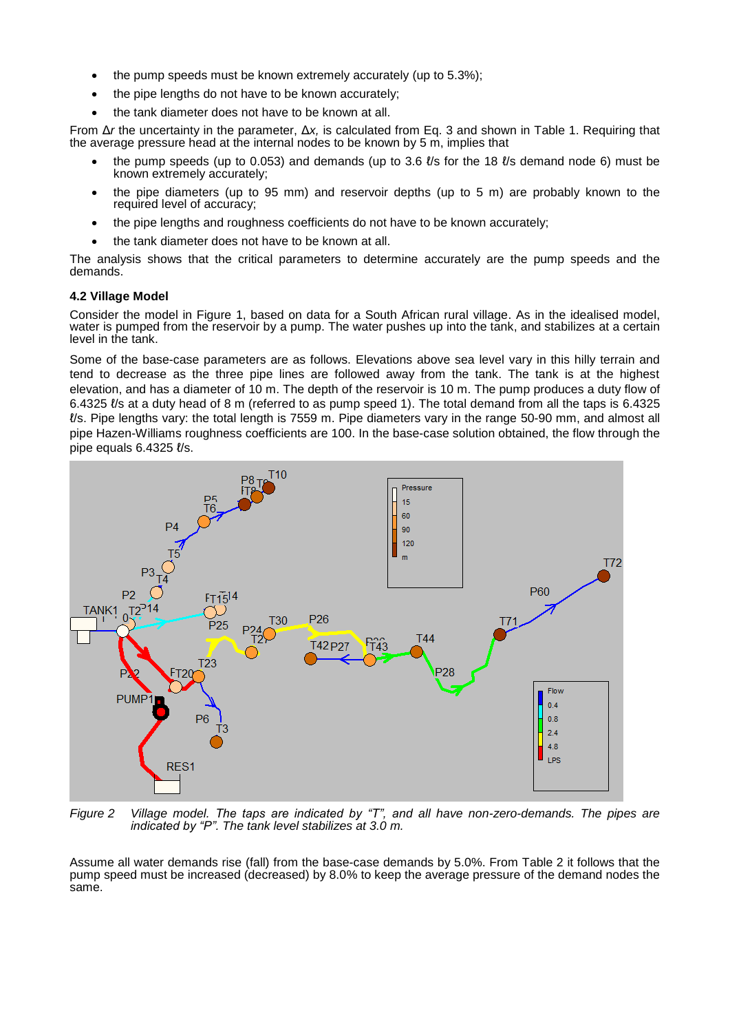- the pump speeds must be known extremely accurately (up to 5.3%);
- the pipe lengths do not have to be known accurately;
- the tank diameter does not have to be known at all.

From $\Delta r$ the uncertainty in the parameter, $\Delta x$, is calculated from Eq. 3 and shown in Table 1. Requiring that the average pressure head at the internal nodes to be known by 5 m, implies that

- the pump speeds (up to 0.053) and demands (up to 3.6 ℓ/s for the 18 ℓ/s demand node 6) must be known extremely accurately;
- the pipe diameters (up to 95 mm) and reservoir depths (up to 5 m) are probably known to the required level of accuracy;
- the pipe lengths and roughness coefficients do not have to be known accurately;
- the tank diameter does not have to be known at all.

The analysis shows that the critical parameters to determine accurately are the pump speeds and the demands.

### 4.2 Village Model

Consider the model in Figure 1, based on data for a South African rural village. As in the idealised model, water is pumped from the reservoir by a pump. The water pushes up into the tank, and stabilizes at a certain level in the tank.

Some of the base-case parameters are as follows. Elevations above sea level vary in this hilly terrain and tend to decrease as the three pipe lines are followed away from the tank. The tank is at the highest elevation, and has a diameter of 10 m. The depth of the reservoir is 10 m. The pump produces a duty flow of 6.4325 ℓ/s at a duty head of 8 m (referred to as pump speed 1). The total demand from all the taps is 6.4325 ℓ/s. Pipe lengths vary: the total length is 7559 m. Pipe diameters vary in the range 50-90 mm, and almost all pipe Hazen-Williams roughness coefficients are 100. In the base-case solution obtained, the flow through the pipe equals 6.4325 ℓ/s.

*Figure 2 Village model. The taps are indicated by "T", and all have non-zero-demands. The pipes are indicated by "P". The tank level stabilizes at 3.0 m.*

Assume all water demands rise (fall) from the base-case demands by 5.0%. From Table 2 it follows that the pump speed must be increased (decreased) by 8.0% to keep the average pressure of the demand nodes the same.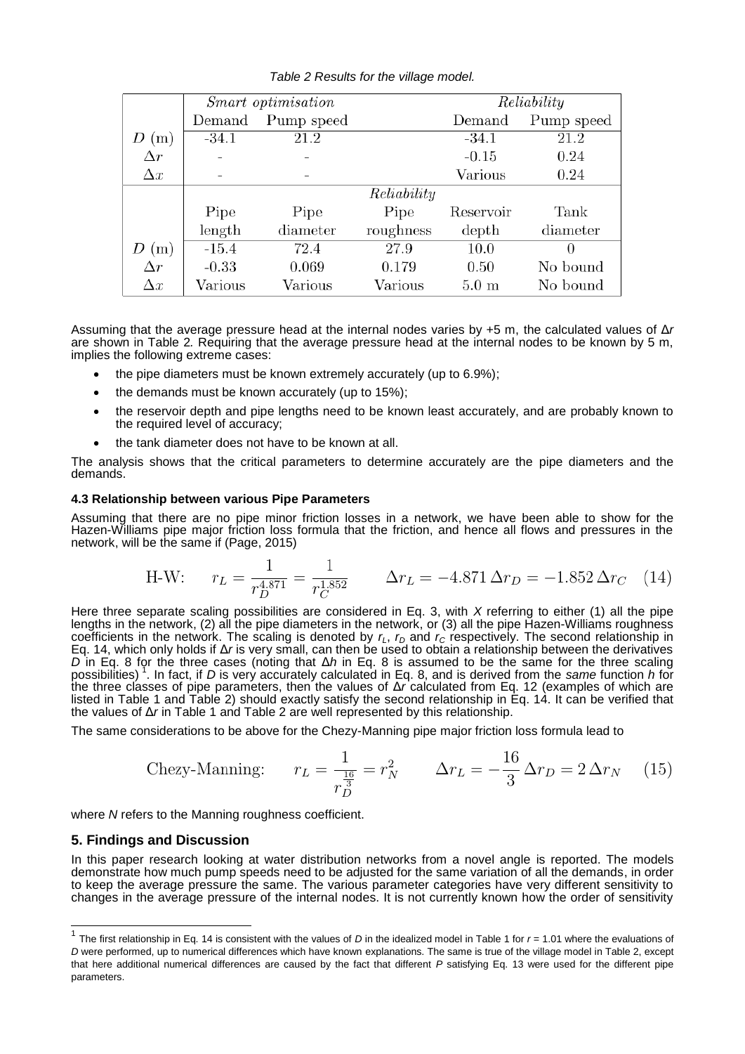*Table 2 Results for the village model.*

| | *Smart optimisation* | | | *Reliability* | |
|---|---|---|---|---|---|
| | Demand | Pump speed | | Demand | Pump speed |
| $D$ (m) | -34.1 | 21.2 | | -34.1 | 21.2 |
| $\Delta r$ | - | - | | -0.15 | 0.24 |
| $\Delta x$ | - | - | | Various | 0.24 |
| | | | *Reliability* | | |
| | Pipe length | Pipe diameter | Pipe roughness | Reservoir depth | Tank diameter |
| $D$ (m) | -15.4 | 72.4 | 27.9 | 10.0 | 0 |
| $\Delta r$ | -0.33 | 0.069 | 0.179 | 0.50 | No bound |
| $\Delta x$ | Various | Various | Various | 5.0 m | No bound |

Assuming that the average pressure head at the internal nodes varies by +5 m, the calculated values of $\Delta r$ are shown in Table 2. Requiring that the average pressure head at the internal nodes to be known by 5 m, implies the following extreme cases:

- the pipe diameters must be known extremely accurately (up to 6.9%);
- the demands must be known accurately (up to 15%);
- the reservoir depth and pipe lengths need to be known least accurately, and are probably known to the required level of accuracy;
- the tank diameter does not have to be known at all.

The analysis shows that the critical parameters to determine accurately are the pipe diameters and the demands.

### 4.3 Relationship between various Pipe Parameters

Assuming that there are no pipe minor friction losses in a network, we have been able to show for the Hazen-Williams pipe major friction loss formula that the friction, and hence all flows and pressures in the network, will be the same if (Page, 2015)

$$\text{H-W:} \qquad r_L = \frac{1}{r_D^{4.871}} = \frac{1}{r_C^{1.852}} \qquad \Delta r_L = -4.871\,\Delta r_D = -1.852\,\Delta r_C \quad (14)$$

Here three separate scaling possibilities are considered in Eq. 3, with $X$ referring to either (1) all the pipe lengths in the network, (2) all the pipe diameters in the network, or (3) all the pipe Hazen-Williams roughness coefficients in the network. The scaling is denoted by $r_L$, $r_D$ and $r_C$ respectively. The second relationship in Eq. 14, which only holds if $\Delta r$ is very small, can then be used to obtain a relationship between the derivatives $D$ in Eq. 8 for the three cases (noting that $\Delta h$ in Eq. 8 is assumed to be the same for the three scaling possibilities) [1]. In fact, if $D$ is very accurately calculated in Eq. 8, and is derived from the *same* function $h$ for the three classes of pipe parameters, then the values of $\Delta r$ calculated from Eq. 12 (examples of which are listed in Table 1 and Table 2) should exactly satisfy the second relationship in Eq. 14. It can be verified that the values of $\Delta r$ in Table 1 and Table 2 are well represented by this relationship.

The same considerations to be above for the Chezy-Manning pipe major friction loss formula lead to

$$\text{Chezy-Manning:} \qquad r_L = \frac{1}{r_D^{\frac{16}{3}}} = r_N^2 \qquad \Delta r_L = -\frac{16}{3}\,\Delta r_D = 2\,\Delta r_N \quad (15)$$

where $N$ refers to the Manning roughness coefficient.

## 5. Findings and Discussion

In this paper research looking at water distribution networks from a novel angle is reported. The models demonstrate how much pump speeds need to be adjusted for the same variation of all the demands, in order to keep the average pressure the same. The various parameter categories have very different sensitivity to changes in the average pressure of the internal nodes. It is not currently known how the order of sensitivity

[1] The first relationship in Eq. 14 is consistent with the values of $D$ in the idealized model in Table 1 for $r$ = 1.01 where the evaluations of $D$ were performed, up to numerical differences which have known explanations. The same is true of the village model in Table 2, except that here additional numerical differences are caused by the fact that different $P$ satisfying Eq. 13 were used for the different pipe parameters.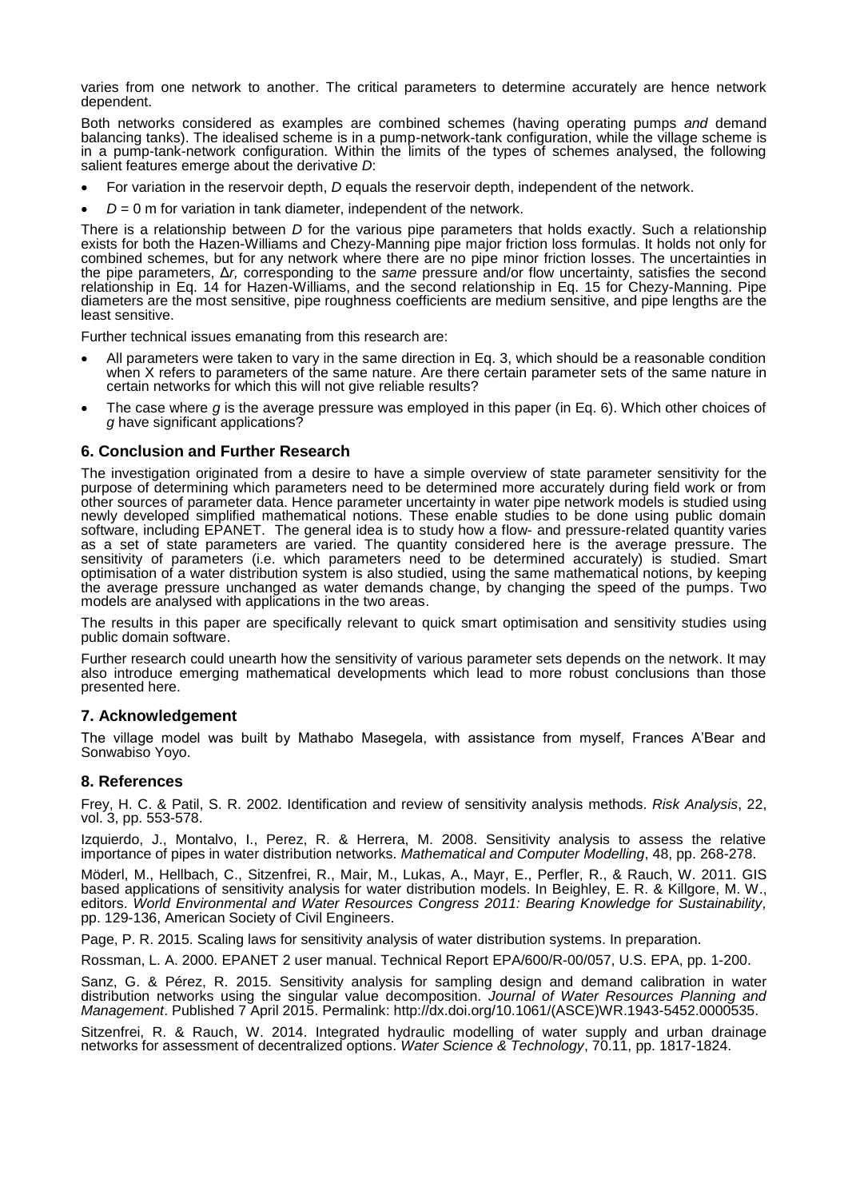varies from one network to another. The critical parameters to determine accurately are hence network dependent.

Both networks considered as examples are combined schemes (having operating pumps *and* demand balancing tanks). The idealised scheme is in a pump-network-tank configuration, while the village scheme is in a pump-tank-network configuration. Within the limits of the types of schemes analysed, the following salient features emerge about the derivative $D$:

- For variation in the reservoir depth, $D$ equals the reservoir depth, independent of the network.
- $D = 0$ m for variation in tank diameter, independent of the network.

There is a relationship between $D$ for the various pipe parameters that holds exactly. Such a relationship exists for both the Hazen-Williams and Chezy-Manning pipe major friction loss formulas. It holds not only for combined schemes, but for any network where there are no pipe minor friction losses. The uncertainties in the pipe parameters, $\Delta r$, corresponding to the *same* pressure and/or flow uncertainty, satisfies the second relationship in Eq. 14 for Hazen-Williams, and the second relationship in Eq. 15 for Chezy-Manning. Pipe diameters are the most sensitive, pipe roughness coefficients are medium sensitive, and pipe lengths are the least sensitive.

Further technical issues emanating from this research are:

- All parameters were taken to vary in the same direction in Eq. 3, which should be a reasonable condition when X refers to parameters of the same nature. Are there certain parameter sets of the same nature in certain networks for which this will not give reliable results?
- The case where $g$ is the average pressure was employed in this paper (in Eq. 6). Which other choices of $g$ have significant applications?

## 6. Conclusion and Further Research

The investigation originated from a desire to have a simple overview of state parameter sensitivity for the purpose of determining which parameters need to be determined more accurately during field work or from other sources of parameter data. Hence parameter uncertainty in water pipe network models is studied using newly developed simplified mathematical notions. These enable studies to be done using public domain software, including EPANET. The general idea is to study how a flow- and pressure-related quantity varies as a set of state parameters are varied. The quantity considered here is the average pressure. The sensitivity of parameters (i.e. which parameters need to be determined accurately) is studied. Smart optimisation of a water distribution system is also studied, using the same mathematical notions, by keeping the average pressure unchanged as water demands change, by changing the speed of the pumps. Two models are analysed with applications in the two areas.

The results in this paper are specifically relevant to quick smart optimisation and sensitivity studies using public domain software.

Further research could unearth how the sensitivity of various parameter sets depends on the network. It may also introduce emerging mathematical developments which lead to more robust conclusions than those presented here.

## 7. Acknowledgement

The village model was built by Mathabo Masegela, with assistance from myself, Frances A'Bear and Sonwabiso Yoyo.

## 8. References

Frey, H. C. & Patil, S. R. 2002. Identification and review of sensitivity analysis methods. *Risk Analysis*, 22, vol. 3, pp. 553-578.

Izquierdo, J., Montalvo, I., Perez, R. & Herrera, M. 2008. Sensitivity analysis to assess the relative importance of pipes in water distribution networks. *Mathematical and Computer Modelling*, 48, pp. 268-278.

Möderl, M., Hellbach, C., Sitzenfrei, R., Mair, M., Lukas, A., Mayr, E., Perfler, R., & Rauch, W. 2011. GIS based applications of sensitivity analysis for water distribution models. In Beighley, E. R. & Killgore, M. W., editors. *World Environmental and Water Resources Congress 2011: Bearing Knowledge for Sustainability,* pp. 129-136, American Society of Civil Engineers.

Page, P. R. 2015. Scaling laws for sensitivity analysis of water distribution systems. In preparation.

Rossman, L. A. 2000. EPANET 2 user manual. Technical Report EPA/600/R-00/057, U.S. EPA, pp. 1-200.

Sanz, G. & Pérez, R. 2015. Sensitivity analysis for sampling design and demand calibration in water distribution networks using the singular value decomposition. *Journal of Water Resources Planning and Management*. Published 7 April 2015. Permalink: http://dx.doi.org/10.1061/(ASCE)WR.1943-5452.0000535.

Sitzenfrei, R. & Rauch, W. 2014. Integrated hydraulic modelling of water supply and urban drainage networks for assessment of decentralized options. *Water Science & Technology*, 70.11, pp. 1817-1824.